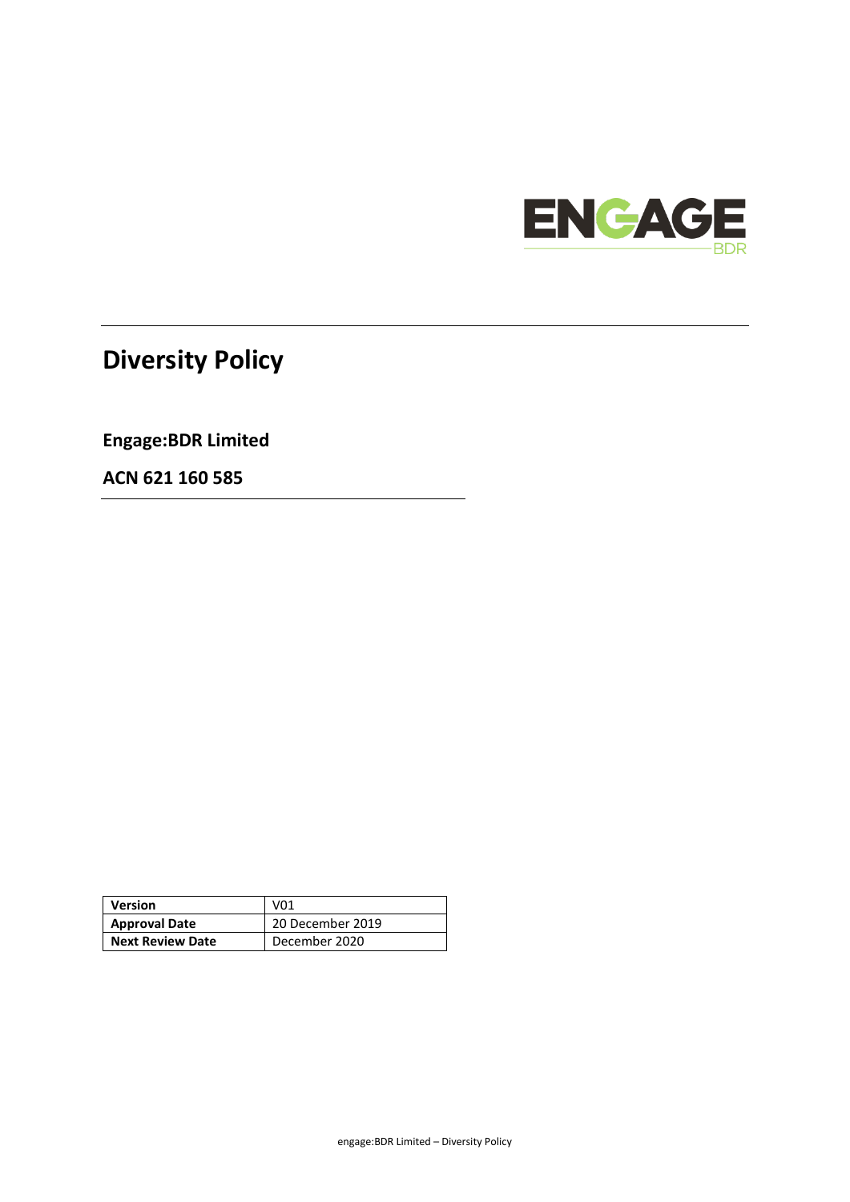# Diversity Policy

**Engage:BDR Limited**

**ACN 621 160 585**

| **Version** | V01 |
|---|---|
| **Approval Date** | 20 December 2019 |
| **Next Review Date** | December 2020 |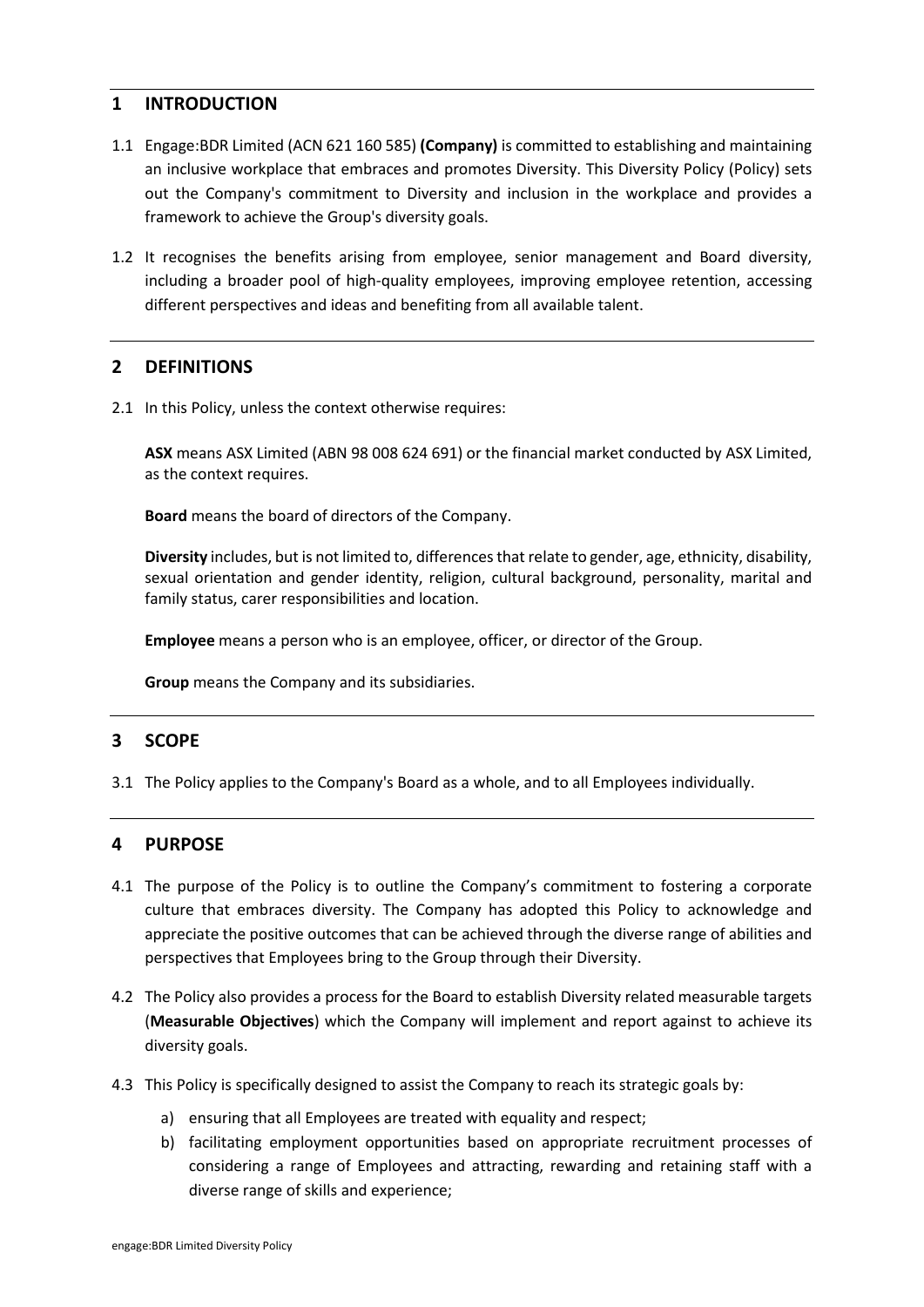## 1 INTRODUCTION

1.1 Engage:BDR Limited (ACN 621 160 585) **(Company)** is committed to establishing and maintaining an inclusive workplace that embraces and promotes Diversity. This Diversity Policy (Policy) sets out the Company's commitment to Diversity and inclusion in the workplace and provides a framework to achieve the Group's diversity goals.

1.2 It recognises the benefits arising from employee, senior management and Board diversity, including a broader pool of high-quality employees, improving employee retention, accessing different perspectives and ideas and benefiting from all available talent.

## 2 DEFINITIONS

2.1 In this Policy, unless the context otherwise requires:

**ASX** means ASX Limited (ABN 98 008 624 691) or the financial market conducted by ASX Limited, as the context requires.

**Board** means the board of directors of the Company.

**Diversity** includes, but is not limited to, differences that relate to gender, age, ethnicity, disability, sexual orientation and gender identity, religion, cultural background, personality, marital and family status, carer responsibilities and location.

**Employee** means a person who is an employee, officer, or director of the Group.

**Group** means the Company and its subsidiaries.

## 3 SCOPE

3.1 The Policy applies to the Company's Board as a whole, and to all Employees individually.

## 4 PURPOSE

4.1 The purpose of the Policy is to outline the Company's commitment to fostering a corporate culture that embraces diversity. The Company has adopted this Policy to acknowledge and appreciate the positive outcomes that can be achieved through the diverse range of abilities and perspectives that Employees bring to the Group through their Diversity.

4.2 The Policy also provides a process for the Board to establish Diversity related measurable targets (**Measurable Objectives**) which the Company will implement and report against to achieve its diversity goals.

4.3 This Policy is specifically designed to assist the Company to reach its strategic goals by:

a) ensuring that all Employees are treated with equality and respect;
b) facilitating employment opportunities based on appropriate recruitment processes of considering a range of Employees and attracting, rewarding and retaining staff with a diverse range of skills and experience;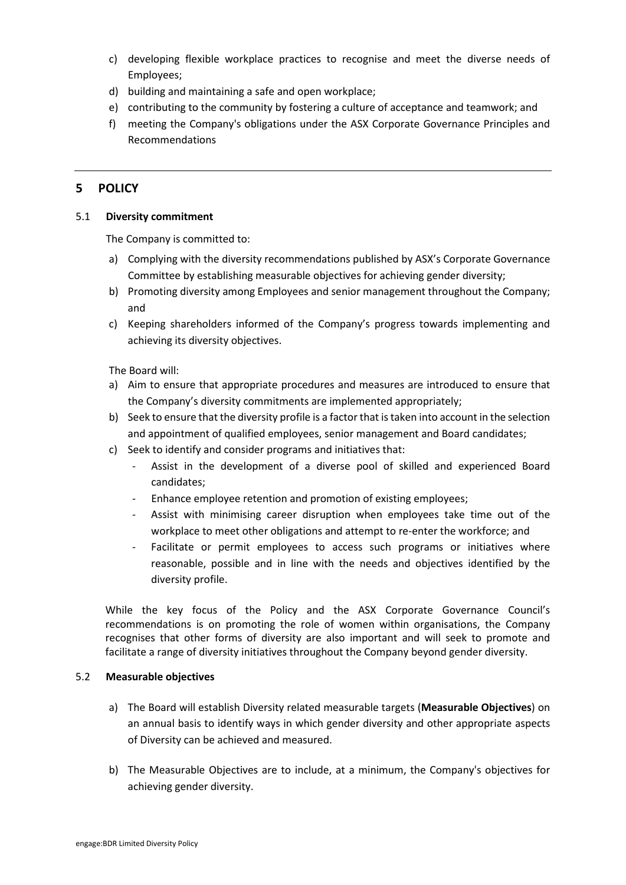c) developing flexible workplace practices to recognise and meet the diverse needs of Employees;
d) building and maintaining a safe and open workplace;
e) contributing to the community by fostering a culture of acceptance and teamwork; and
f) meeting the Company's obligations under the ASX Corporate Governance Principles and Recommendations

---

## 5 POLICY

### 5.1 Diversity commitment

The Company is committed to:

a) Complying with the diversity recommendations published by ASX's Corporate Governance Committee by establishing measurable objectives for achieving gender diversity;
b) Promoting diversity among Employees and senior management throughout the Company; and
c) Keeping shareholders informed of the Company's progress towards implementing and achieving its diversity objectives.

The Board will:

a) Aim to ensure that appropriate procedures and measures are introduced to ensure that the Company's diversity commitments are implemented appropriately;
b) Seek to ensure that the diversity profile is a factor that is taken into account in the selection and appointment of qualified employees, senior management and Board candidates;
c) Seek to identify and consider programs and initiatives that:
    - Assist in the development of a diverse pool of skilled and experienced Board candidates;
    - Enhance employee retention and promotion of existing employees;
    - Assist with minimising career disruption when employees take time out of the workplace to meet other obligations and attempt to re-enter the workforce; and
    - Facilitate or permit employees to access such programs or initiatives where reasonable, possible and in line with the needs and objectives identified by the diversity profile.

While the key focus of the Policy and the ASX Corporate Governance Council's recommendations is on promoting the role of women within organisations, the Company recognises that other forms of diversity are also important and will seek to promote and facilitate a range of diversity initiatives throughout the Company beyond gender diversity.

### 5.2 Measurable objectives

a) The Board will establish Diversity related measurable targets (**Measurable Objectives**) on an annual basis to identify ways in which gender diversity and other appropriate aspects of Diversity can be achieved and measured.

b) The Measurable Objectives are to include, at a minimum, the Company's objectives for achieving gender diversity.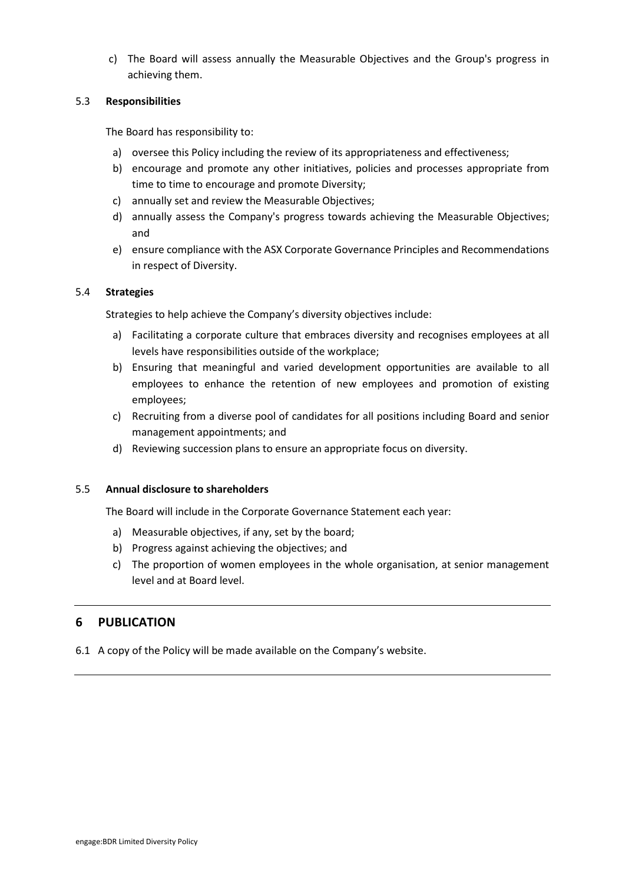c) The Board will assess annually the Measurable Objectives and the Group's progress in achieving them.

### 5.3 Responsibilities

The Board has responsibility to:

a) oversee this Policy including the review of its appropriateness and effectiveness;
b) encourage and promote any other initiatives, policies and processes appropriate from time to time to encourage and promote Diversity;
c) annually set and review the Measurable Objectives;
d) annually assess the Company's progress towards achieving the Measurable Objectives; and
e) ensure compliance with the ASX Corporate Governance Principles and Recommendations in respect of Diversity.

### 5.4 Strategies

Strategies to help achieve the Company's diversity objectives include:

a) Facilitating a corporate culture that embraces diversity and recognises employees at all levels have responsibilities outside of the workplace;
b) Ensuring that meaningful and varied development opportunities are available to all employees to enhance the retention of new employees and promotion of existing employees;
c) Recruiting from a diverse pool of candidates for all positions including Board and senior management appointments; and
d) Reviewing succession plans to ensure an appropriate focus on diversity.

### 5.5 Annual disclosure to shareholders

The Board will include in the Corporate Governance Statement each year:

a) Measurable objectives, if any, set by the board;
b) Progress against achieving the objectives; and
c) The proportion of women employees in the whole organisation, at senior management level and at Board level.

## 6 PUBLICATION

6.1 A copy of the Policy will be made available on the Company's website.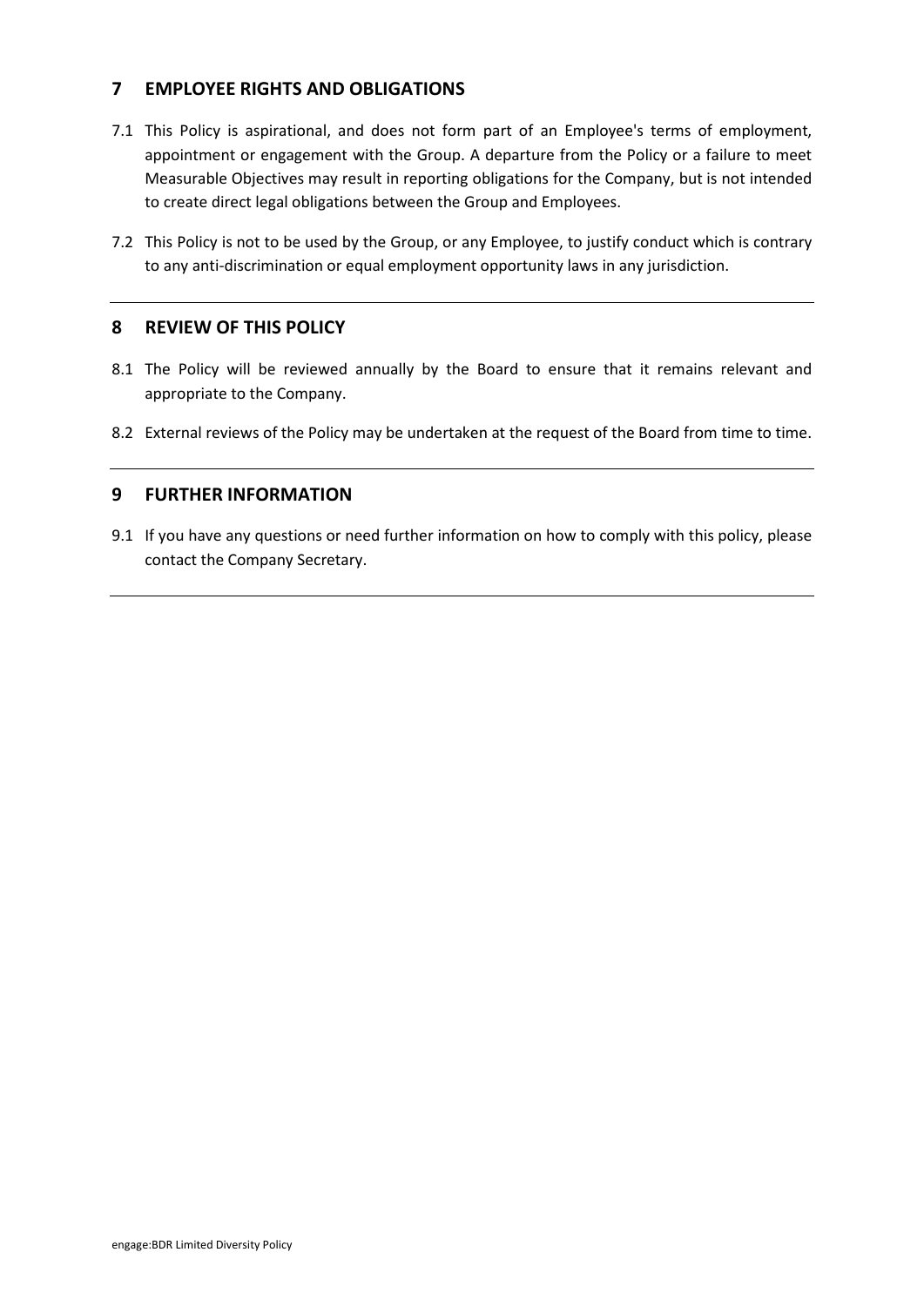## 7 EMPLOYEE RIGHTS AND OBLIGATIONS

7.1 This Policy is aspirational, and does not form part of an Employee's terms of employment, appointment or engagement with the Group. A departure from the Policy or a failure to meet Measurable Objectives may result in reporting obligations for the Company, but is not intended to create direct legal obligations between the Group and Employees.

7.2 This Policy is not to be used by the Group, or any Employee, to justify conduct which is contrary to any anti-discrimination or equal employment opportunity laws in any jurisdiction.

## 8 REVIEW OF THIS POLICY

8.1 The Policy will be reviewed annually by the Board to ensure that it remains relevant and appropriate to the Company.

8.2 External reviews of the Policy may be undertaken at the request of the Board from time to time.

## 9 FURTHER INFORMATION

9.1 If you have any questions or need further information on how to comply with this policy, please contact the Company Secretary.